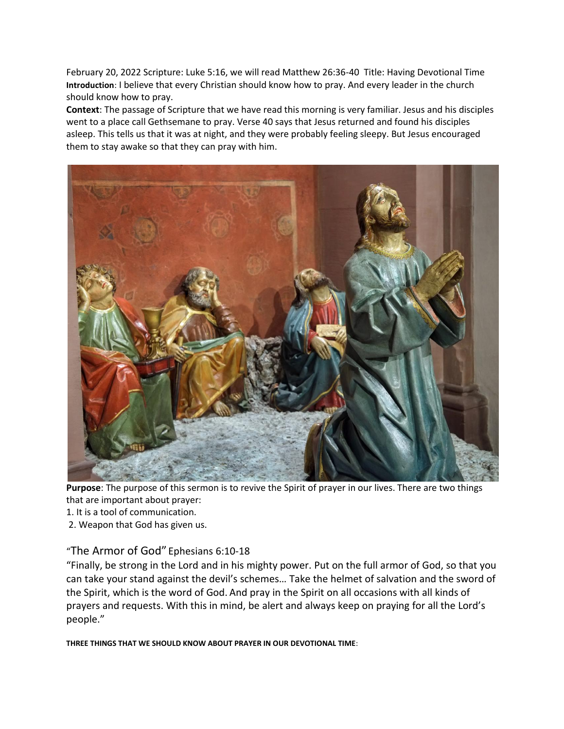February 20, 2022 Scripture: Luke 5:16, we will read Matthew 26:36-40 Title: Having Devotional Time

**Introduction**: I believe that every Christian should know how to pray. And every leader in the church should know how to pray.

**Context**: The passage of Scripture that we have read this morning is very familiar. Jesus and his disciples went to a place call Gethsemane to pray. Verse 40 says that Jesus returned and found his disciples asleep. This tells us that it was at night, and they were probably feeling sleepy. But Jesus encouraged them to stay awake so that they can pray with him.

**Purpose**: The purpose of this sermon is to revive the Spirit of prayer in our lives. There are two things that are important about prayer:

1. It is a tool of communication.
2. Weapon that God has given us.

## "The Armor of God" Ephesians 6:10-18

"Finally, be strong in the Lord and in his mighty power. Put on the full armor of God, so that you can take your stand against the devil's schemes… Take the helmet of salvation and the sword of the Spirit, which is the word of God. And pray in the Spirit on all occasions with all kinds of prayers and requests. With this in mind, be alert and always keep on praying for all the Lord's people."

**THREE THINGS THAT WE SHOULD KNOW ABOUT PRAYER IN OUR DEVOTIONAL TIME**: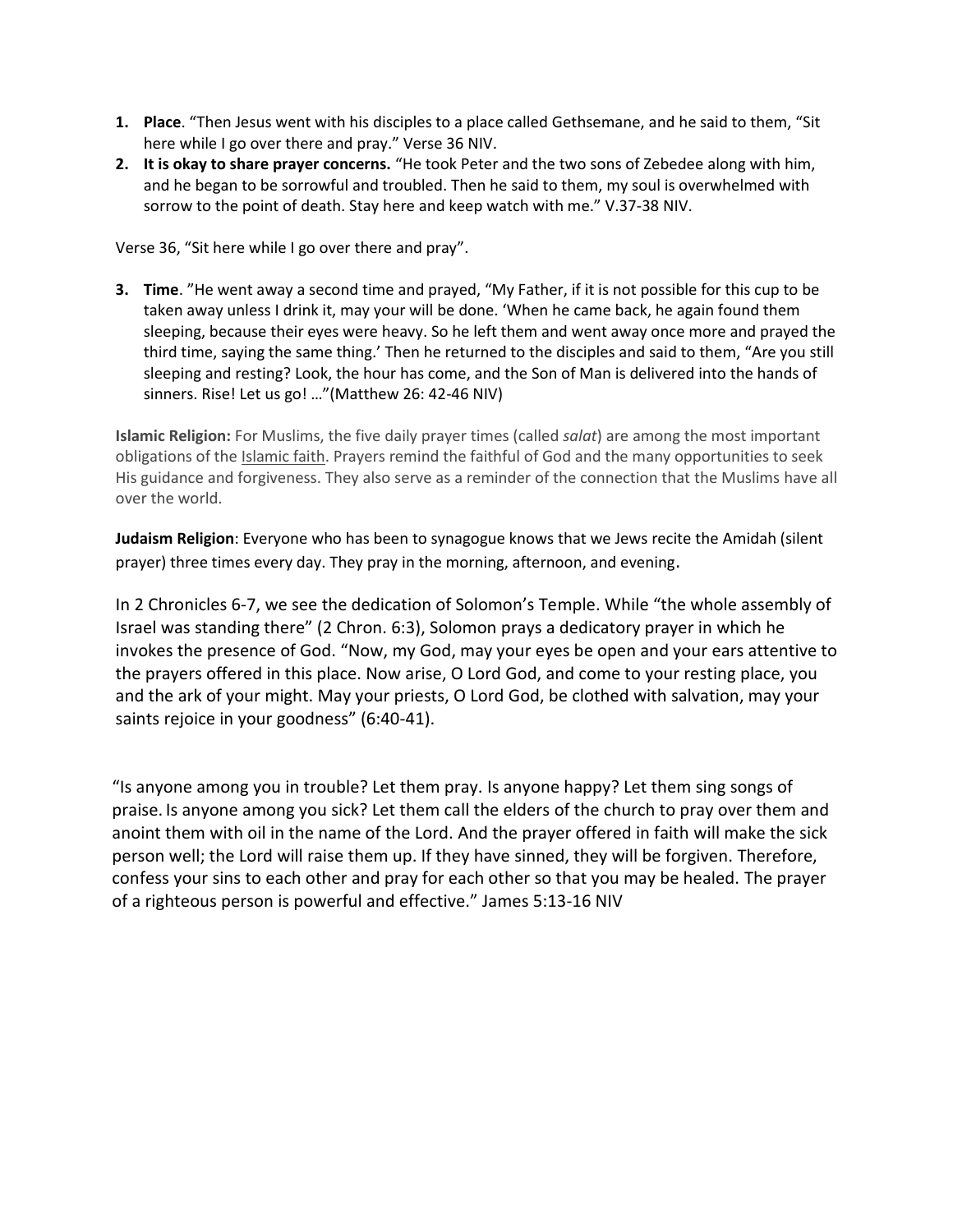1. **Place**. "Then Jesus went with his disciples to a place called Gethsemane, and he said to them, "Sit here while I go over there and pray." Verse 36 NIV.
2. **It is okay to share prayer concerns.** "He took Peter and the two sons of Zebedee along with him, and he began to be sorrowful and troubled. Then he said to them, my soul is overwhelmed with sorrow to the point of death. Stay here and keep watch with me." V.37-38 NIV.

Verse 36, "Sit here while I go over there and pray".

3. **Time**. "He went away a second time and prayed, "My Father, if it is not possible for this cup to be taken away unless I drink it, may your will be done. 'When he came back, he again found them sleeping, because their eyes were heavy. So he left them and went away once more and prayed the third time, saying the same thing.' Then he returned to the disciples and said to them, "Are you still sleeping and resting? Look, the hour has come, and the Son of Man is delivered into the hands of sinners. Rise! Let us go! …"(Matthew 26: 42-46 NIV)

**Islamic Religion:** For Muslims, the five daily prayer times (called *salat*) are among the most important obligations of the Islamic faith. Prayers remind the faithful of God and the many opportunities to seek His guidance and forgiveness. They also serve as a reminder of the connection that the Muslims have all over the world.

**Judaism Religion**: Everyone who has been to synagogue knows that we Jews recite the Amidah (silent prayer) three times every day. They pray in the morning, afternoon, and evening.

In 2 Chronicles 6-7, we see the dedication of Solomon's Temple. While "the whole assembly of Israel was standing there" (2 Chron. 6:3), Solomon prays a dedicatory prayer in which he invokes the presence of God. "Now, my God, may your eyes be open and your ears attentive to the prayers offered in this place. Now arise, O Lord God, and come to your resting place, you and the ark of your might. May your priests, O Lord God, be clothed with salvation, may your saints rejoice in your goodness" (6:40-41).

"Is anyone among you in trouble? Let them pray. Is anyone happy? Let them sing songs of praise. Is anyone among you sick? Let them call the elders of the church to pray over them and anoint them with oil in the name of the Lord. And the prayer offered in faith will make the sick person well; the Lord will raise them up. If they have sinned, they will be forgiven. Therefore, confess your sins to each other and pray for each other so that you may be healed. The prayer of a righteous person is powerful and effective." James 5:13-16 NIV